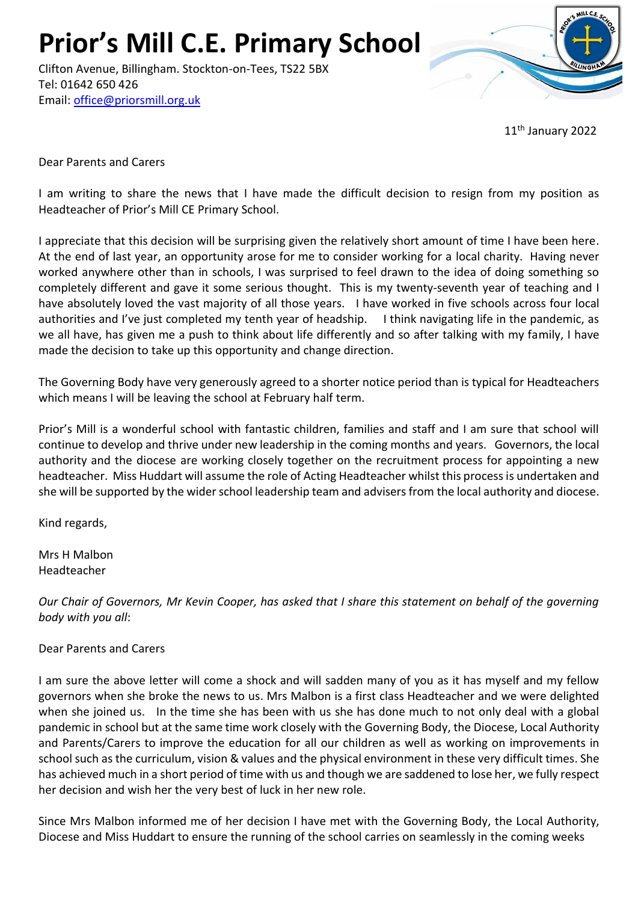# Prior's Mill C.E. Primary School

Clifton Avenue, Billingham. Stockton-on-Tees, TS22 5BX
Tel: 01642 650 426
Email: office@priorsmill.org.uk

11th January 2022

Dear Parents and Carers

I am writing to share the news that I have made the difficult decision to resign from my position as Headteacher of Prior's Mill CE Primary School.

I appreciate that this decision will be surprising given the relatively short amount of time I have been here. At the end of last year, an opportunity arose for me to consider working for a local charity. Having never worked anywhere other than in schools, I was surprised to feel drawn to the idea of doing something so completely different and gave it some serious thought. This is my twenty-seventh year of teaching and I have absolutely loved the vast majority of all those years. I have worked in five schools across four local authorities and I've just completed my tenth year of headship. I think navigating life in the pandemic, as we all have, has given me a push to think about life differently and so after talking with my family, I have made the decision to take up this opportunity and change direction.

The Governing Body have very generously agreed to a shorter notice period than is typical for Headteachers which means I will be leaving the school at February half term.

Prior's Mill is a wonderful school with fantastic children, families and staff and I am sure that school will continue to develop and thrive under new leadership in the coming months and years. Governors, the local authority and the diocese are working closely together on the recruitment process for appointing a new headteacher. Miss Huddart will assume the role of Acting Headteacher whilst this process is undertaken and she will be supported by the wider school leadership team and advisers from the local authority and diocese.

Kind regards,

Mrs H Malbon
Headteacher

*Our Chair of Governors, Mr Kevin Cooper, has asked that I share this statement on behalf of the governing body with you all*:

Dear Parents and Carers

I am sure the above letter will come a shock and will sadden many of you as it has myself and my fellow governors when she broke the news to us. Mrs Malbon is a first class Headteacher and we were delighted when she joined us. In the time she has been with us she has done much to not only deal with a global pandemic in school but at the same time work closely with the Governing Body, the Diocese, Local Authority and Parents/Carers to improve the education for all our children as well as working on improvements in school such as the curriculum, vision & values and the physical environment in these very difficult times. She has achieved much in a short period of time with us and though we are saddened to lose her, we fully respect her decision and wish her the very best of luck in her new role.

Since Mrs Malbon informed me of her decision I have met with the Governing Body, the Local Authority, Diocese and Miss Huddart to ensure the running of the school carries on seamlessly in the coming weeks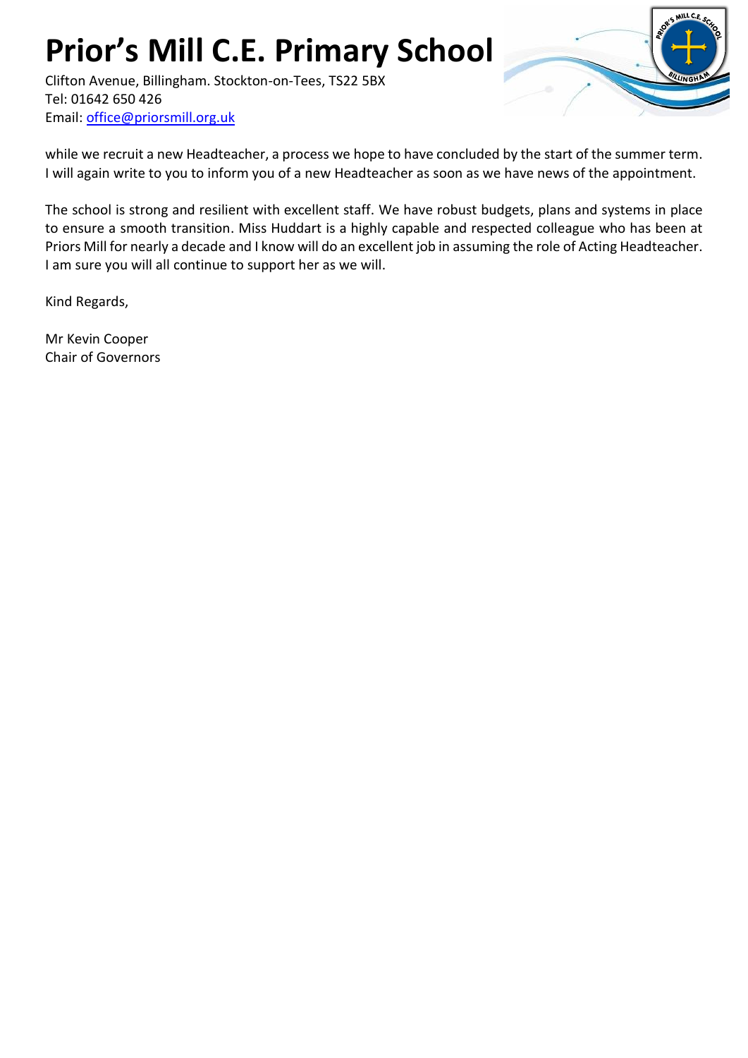# Prior's Mill C.E. Primary School

Clifton Avenue, Billingham. Stockton-on-Tees, TS22 5BX
Tel: 01642 650 426
Email: office@priorsmill.org.uk

while we recruit a new Headteacher, a process we hope to have concluded by the start of the summer term. I will again write to you to inform you of a new Headteacher as soon as we have news of the appointment.

The school is strong and resilient with excellent staff. We have robust budgets, plans and systems in place to ensure a smooth transition. Miss Huddart is a highly capable and respected colleague who has been at Priors Mill for nearly a decade and I know will do an excellent job in assuming the role of Acting Headteacher. I am sure you will all continue to support her as we will.

Kind Regards,

Mr Kevin Cooper
Chair of Governors